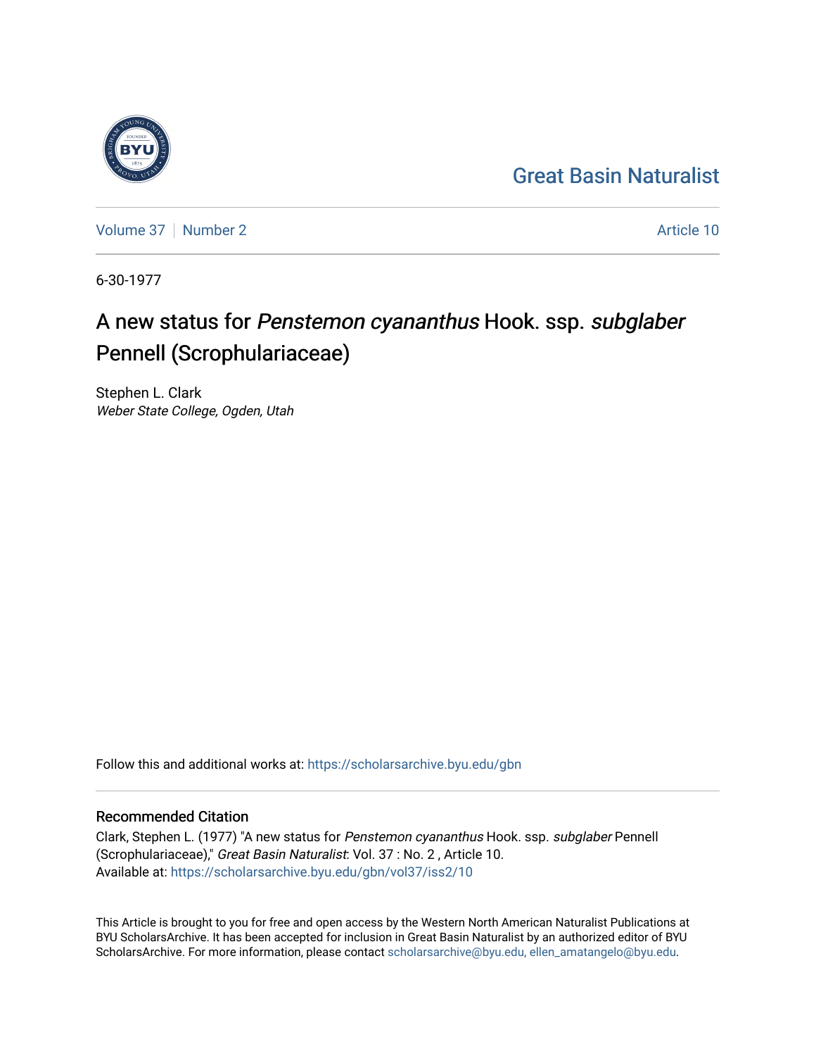Great Basin Naturalist

Volume 37 | Number 2 | Article 10

6-30-1977

# A new status for *Penstemon cyananthus* Hook. ssp. *subglaber* Pennell (Scrophulariaceae)

Stephen L. Clark
*Weber State College, Ogden, Utah*

Follow this and additional works at: https://scholarsarchive.byu.edu/gbn

## Recommended Citation

Clark, Stephen L. (1977) "A new status for *Penstemon cyananthus* Hook. ssp. *subglaber* Pennell (Scrophulariaceae)," *Great Basin Naturalist*: Vol. 37 : No. 2 , Article 10.
Available at: https://scholarsarchive.byu.edu/gbn/vol37/iss2/10

This Article is brought to you for free and open access by the Western North American Naturalist Publications at BYU ScholarsArchive. It has been accepted for inclusion in Great Basin Naturalist by an authorized editor of BYU ScholarsArchive. For more information, please contact scholarsarchive@byu.edu, ellen_amatangelo@byu.edu.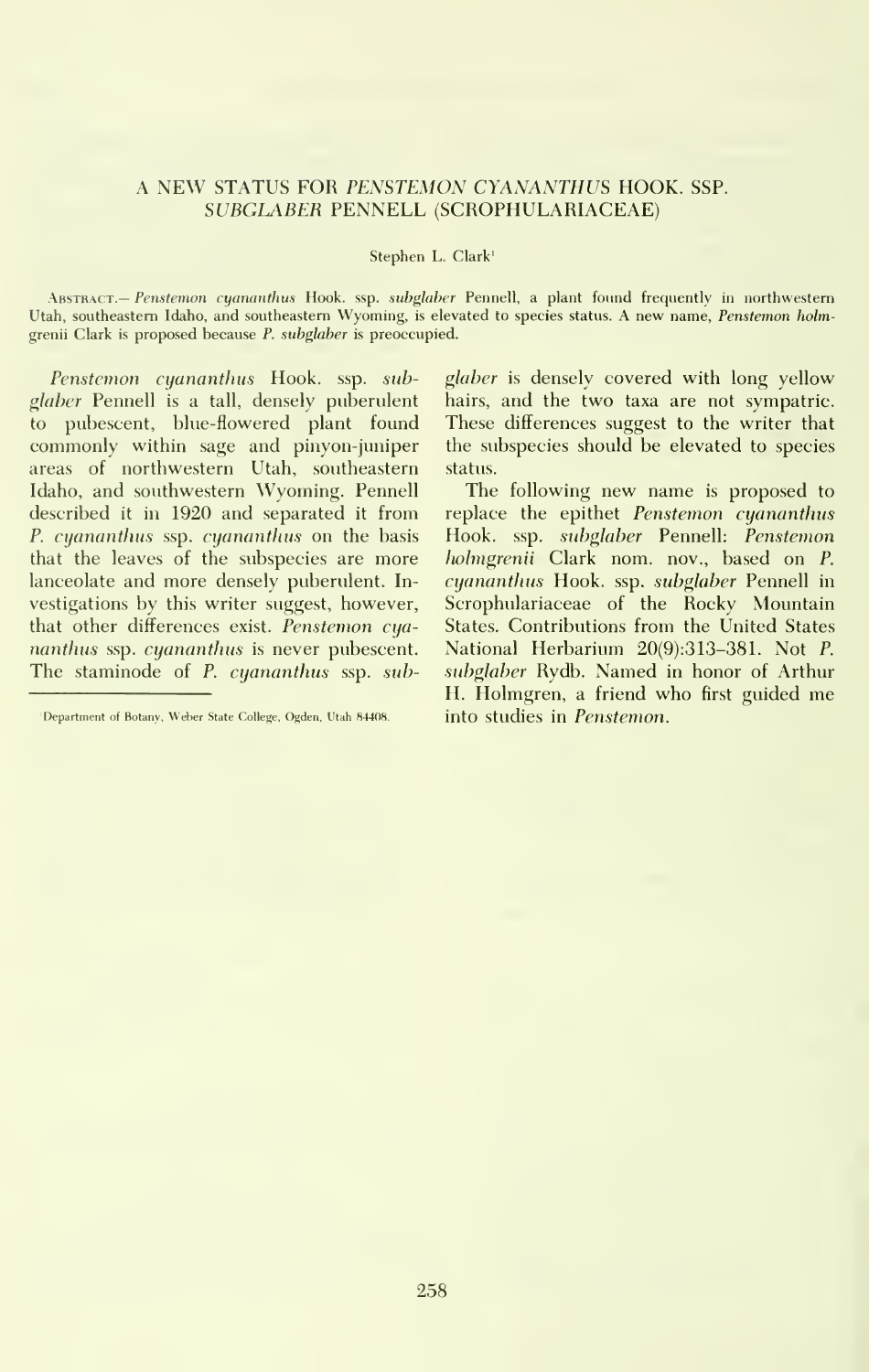# A NEW STATUS FOR *PENSTEMON CYANANTHUS* HOOK. SSP. *SUBGLABER* PENNELL (SCROPHULARIACEAE)

Stephen L. Clark[1]

ABSTRACT.— *Penstemon cyananthus* Hook. ssp. *subglaber* Pennell, a plant found frequently in northwestern Utah, southeastern Idaho, and southeastern Wyoming, is elevated to species status. A new name, *Penstemon holmgrenii* Clark is proposed because *P. subglaber* is preoccupied.

*Penstemon cyananthus* Hook. ssp. *subglaber* Pennell is a tall, densely puberulent to pubescent, blue-flowered plant found commonly within sage and pinyon-juniper areas of northwestern Utah, southeastern Idaho, and southwestern Wyoming. Pennell described it in 1920 and separated it from *P. cyananthus* ssp. *cyananthus* on the basis that the leaves of the subspecies are more lanceolate and more densely puberulent. Investigations by this writer suggest, however, that other differences exist. *Penstemon cyananthus* ssp. *cyananthus* is never pubescent. The staminode of *P. cyananthus* ssp. *subglaber* is densely covered with long yellow hairs, and the two taxa are not sympatric. These differences suggest to the writer that the subspecies should be elevated to species status.

The following new name is proposed to replace the epithet *Penstemon cyananthus* Hook. ssp. *subglaber* Pennell: *Penstemon holmgrenii* Clark nom. nov., based on *P. cyananthus* Hook. ssp. *subglaber* Pennell in Scrophulariaceae of the Rocky Mountain States. Contributions from the United States National Herbarium 20(9):313–381. Not *P. subglaber* Rydb. Named in honor of Arthur H. Holmgren, a friend who first guided me into studies in *Penstemon*.

[1]Department of Botany, Weber State College, Ogden, Utah 84408.